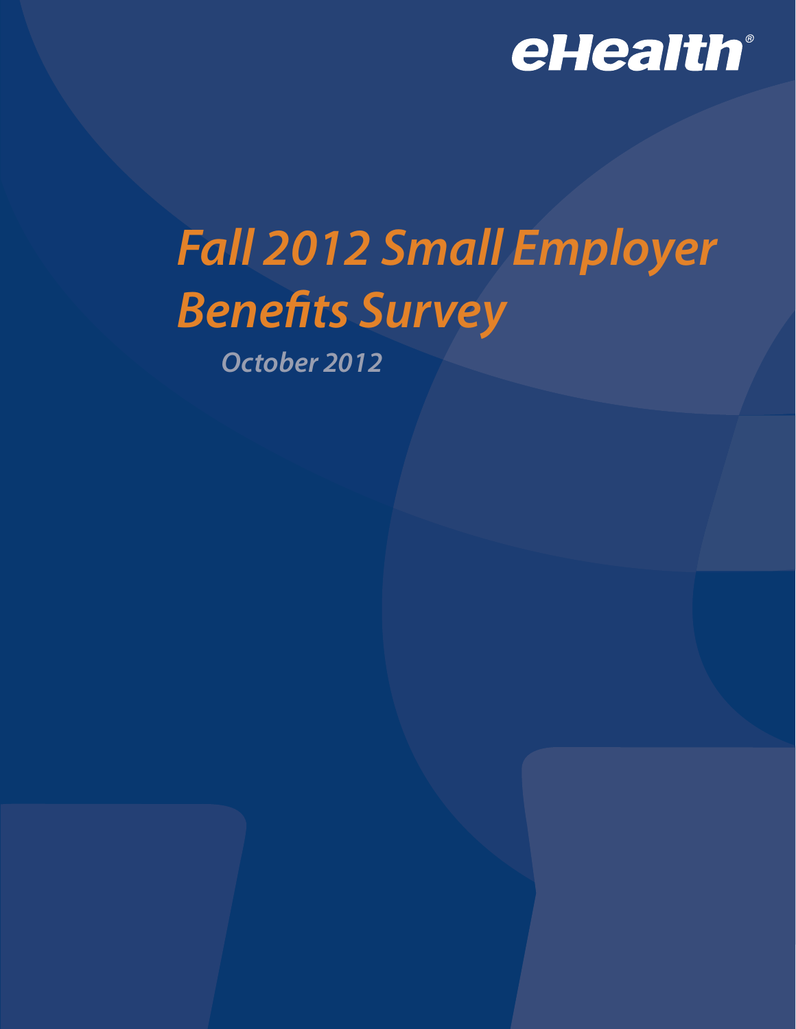eHealth®

# Fall 2012 Small Employer Benefits Survey

*October 2012*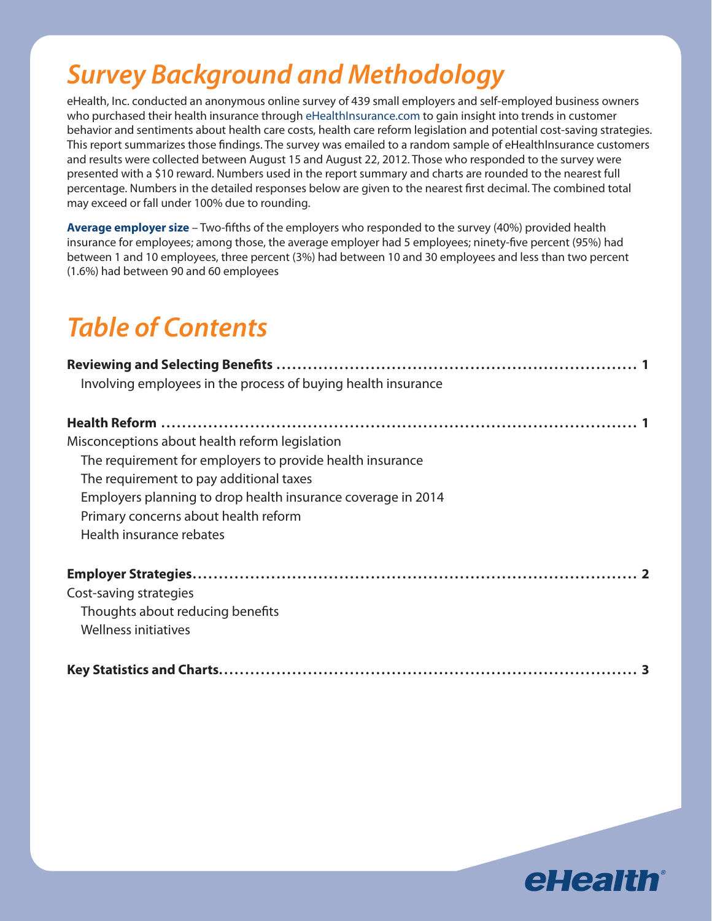# Survey Background and Methodology

eHealth, Inc. conducted an anonymous online survey of 439 small employers and self-employed business owners who purchased their health insurance through eHealthInsurance.com to gain insight into trends in customer behavior and sentiments about health care costs, health care reform legislation and potential cost-saving strategies. This report summarizes those findings. The survey was emailed to a random sample of eHealthInsurance customers and results were collected between August 15 and August 22, 2012. Those who responded to the survey were presented with a $10 reward. Numbers used in the report summary and charts are rounded to the nearest full percentage. Numbers in the detailed responses below are given to the nearest first decimal. The combined total may exceed or fall under 100% due to rounding.

**Average employer size** – Two-fifths of the employers who responded to the survey (40%) provided health insurance for employees; among those, the average employer had 5 employees; ninety-five percent (95%) had between 1 and 10 employees, three percent (3%) had between 10 and 30 employees and less than two percent (1.6%) had between 90 and 60 employees

# Table of Contents

**Reviewing and Selecting Benefits** ........ 1

- Involving employees in the process of buying health insurance

**Health Reform** ........ 1

Misconceptions about health reform legislation

- The requirement for employers to provide health insurance
- The requirement to pay additional taxes
- Employers planning to drop health insurance coverage in 2014
- Primary concerns about health reform
- Health insurance rebates

**Employer Strategies** ........ 2

Cost-saving strategies

- Thoughts about reducing benefits
- Wellness initiatives

**Key Statistics and Charts** ........ 3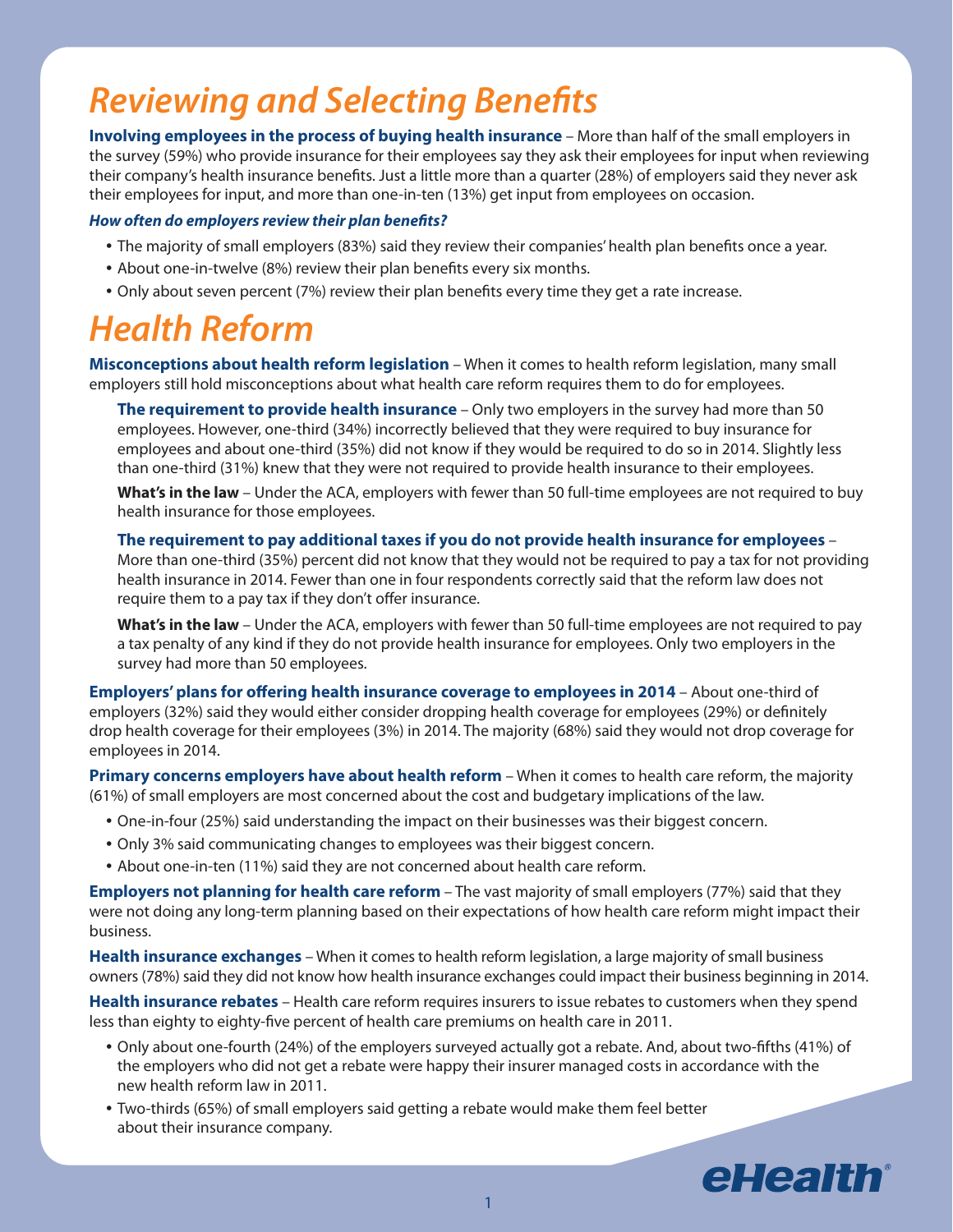# *Reviewing and Selecting Benefits*

**Involving employees in the process of buying health insurance** – More than half of the small employers in the survey (59%) who provide insurance for their employees say they ask their employees for input when reviewing their company's health insurance benefits. Just a little more than a quarter (28%) of employers said they never ask their employees for input, and more than one-in-ten (13%) get input from employees on occasion.

***How often do employers review their plan benefits?***

- The majority of small employers (83%) said they review their companies' health plan benefits once a year.
- About one-in-twelve (8%) review their plan benefits every six months.
- Only about seven percent (7%) review their plan benefits every time they get a rate increase.

# *Health Reform*

**Misconceptions about health reform legislation** – When it comes to health reform legislation, many small employers still hold misconceptions about what health care reform requires them to do for employees.

**The requirement to provide health insurance** – Only two employers in the survey had more than 50 employees. However, one-third (34%) incorrectly believed that they were required to buy insurance for employees and about one-third (35%) did not know if they would be required to do so in 2014. Slightly less than one-third (31%) knew that they were not required to provide health insurance to their employees.

**What's in the law** – Under the ACA, employers with fewer than 50 full-time employees are not required to buy health insurance for those employees.

**The requirement to pay additional taxes if you do not provide health insurance for employees** – More than one-third (35%) percent did not know that they would not be required to pay a tax for not providing health insurance in 2014. Fewer than one in four respondents correctly said that the reform law does not require them to a pay tax if they don't offer insurance.

**What's in the law** – Under the ACA, employers with fewer than 50 full-time employees are not required to pay a tax penalty of any kind if they do not provide health insurance for employees. Only two employers in the survey had more than 50 employees.

**Employers' plans for offering health insurance coverage to employees in 2014** – About one-third of employers (32%) said they would either consider dropping health coverage for employees (29%) or definitely drop health coverage for their employees (3%) in 2014. The majority (68%) said they would not drop coverage for employees in 2014.

**Primary concerns employers have about health reform** – When it comes to health care reform, the majority (61%) of small employers are most concerned about the cost and budgetary implications of the law.

- One-in-four (25%) said understanding the impact on their businesses was their biggest concern.
- Only 3% said communicating changes to employees was their biggest concern.
- About one-in-ten (11%) said they are not concerned about health care reform.

**Employers not planning for health care reform** – The vast majority of small employers (77%) said that they were not doing any long-term planning based on their expectations of how health care reform might impact their business.

**Health insurance exchanges** – When it comes to health reform legislation, a large majority of small business owners (78%) said they did not know how health insurance exchanges could impact their business beginning in 2014.

**Health insurance rebates** – Health care reform requires insurers to issue rebates to customers when they spend less than eighty to eighty-five percent of health care premiums on health care in 2011.

- Only about one-fourth (24%) of the employers surveyed actually got a rebate. And, about two-fifths (41%) of the employers who did not get a rebate were happy their insurer managed costs in accordance with the new health reform law in 2011.
- Two-thirds (65%) of small employers said getting a rebate would make them feel better about their insurance company.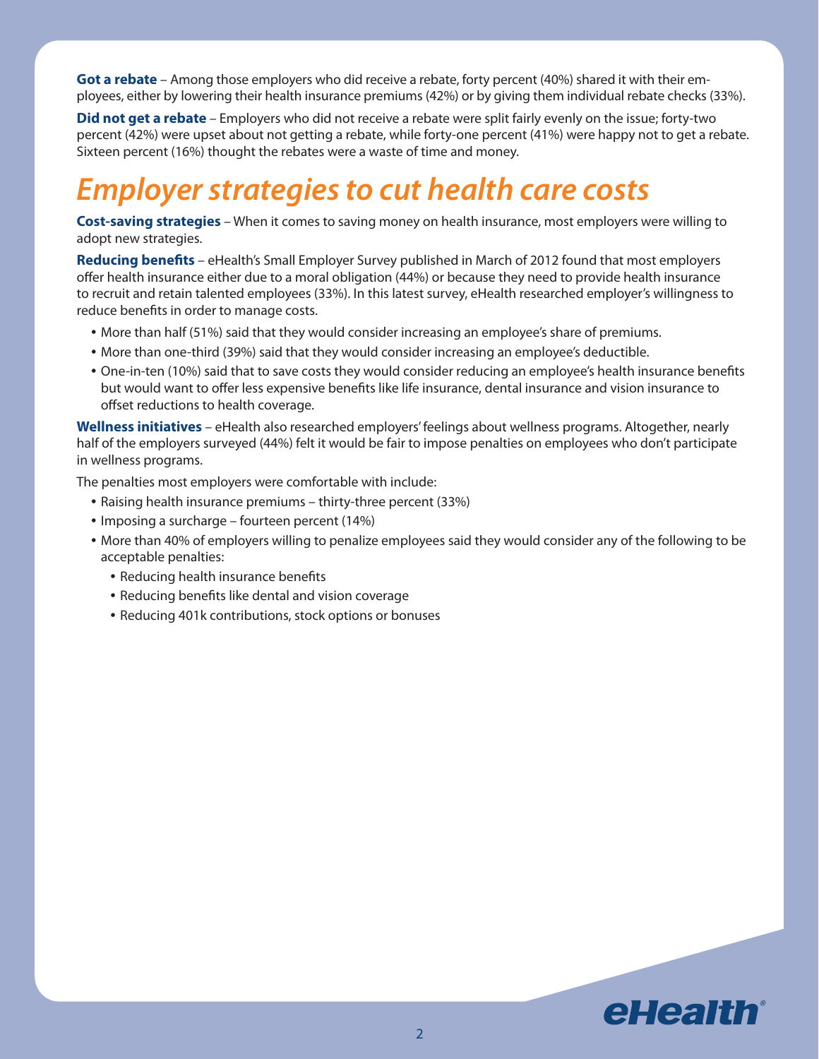**Got a rebate** – Among those employers who did receive a rebate, forty percent (40%) shared it with their employees, either by lowering their health insurance premiums (42%) or by giving them individual rebate checks (33%).

**Did not get a rebate** – Employers who did not receive a rebate were split fairly evenly on the issue; forty-two percent (42%) were upset about not getting a rebate, while forty-one percent (41%) were happy not to get a rebate. Sixteen percent (16%) thought the rebates were a waste of time and money.

# *Employer strategies to cut health care costs*

**Cost-saving strategies** – When it comes to saving money on health insurance, most employers were willing to adopt new strategies.

**Reducing benefits** – eHealth's Small Employer Survey published in March of 2012 found that most employers offer health insurance either due to a moral obligation (44%) or because they need to provide health insurance to recruit and retain talented employees (33%). In this latest survey, eHealth researched employer's willingness to reduce benefits in order to manage costs.

- More than half (51%) said that they would consider increasing an employee's share of premiums.
- More than one-third (39%) said that they would consider increasing an employee's deductible.
- One-in-ten (10%) said that to save costs they would consider reducing an employee's health insurance benefits but would want to offer less expensive benefits like life insurance, dental insurance and vision insurance to offset reductions to health coverage.

**Wellness initiatives** – eHealth also researched employers' feelings about wellness programs. Altogether, nearly half of the employers surveyed (44%) felt it would be fair to impose penalties on employees who don't participate in wellness programs.

The penalties most employers were comfortable with include:

- Raising health insurance premiums – thirty-three percent (33%)
- Imposing a surcharge – fourteen percent (14%)
- More than 40% of employers willing to penalize employees said they would consider any of the following to be acceptable penalties:
  - Reducing health insurance benefits
  - Reducing benefits like dental and vision coverage
  - Reducing 401k contributions, stock options or bonuses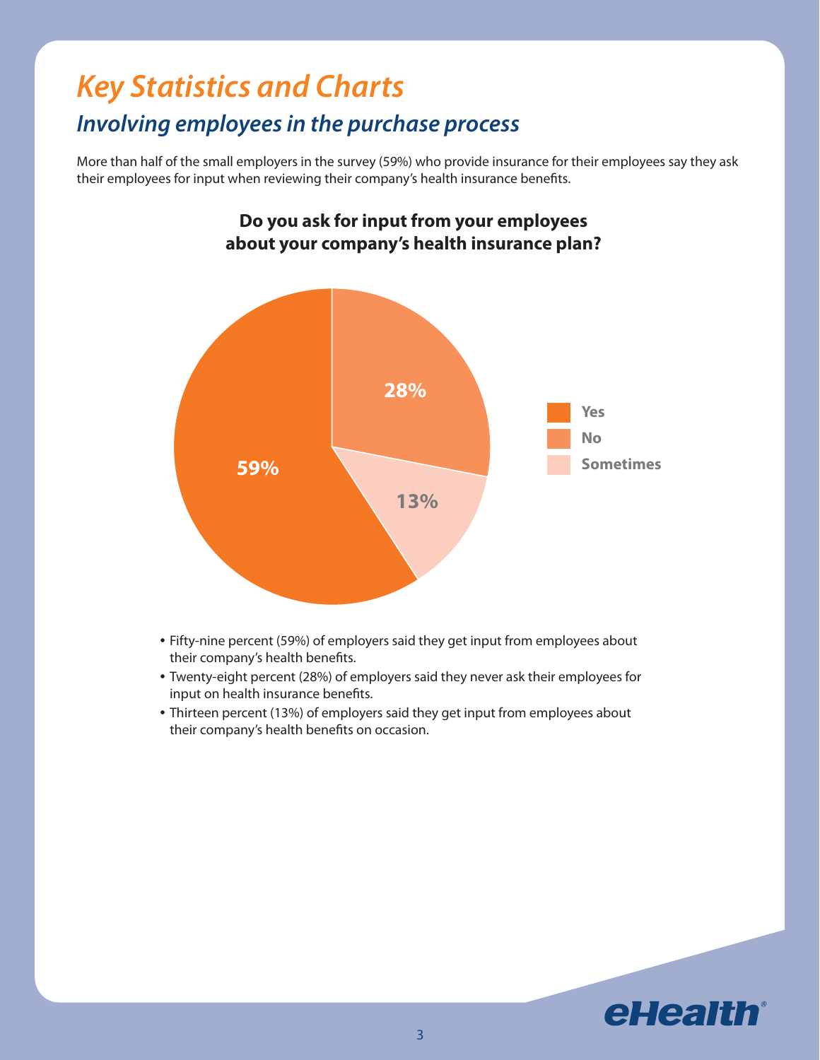# *Key Statistics and Charts*

## *Involving employees in the purchase process*

More than half of the small employers in the survey (59%) who provide insurance for their employees say they ask their employees for input when reviewing their company's health insurance benefits.

**Do you ask for input from your employees about your company's health insurance plan?**

| Response | Percent |
| --- | --- |
| Yes | 59% |
| No | 28% |
| Sometimes | 13% |

- Fifty-nine percent (59%) of employers said they get input from employees about their company's health benefits.
- Twenty-eight percent (28%) of employers said they never ask their employees for input on health insurance benefits.
- Thirteen percent (13%) of employers said they get input from employees about their company's health benefits on occasion.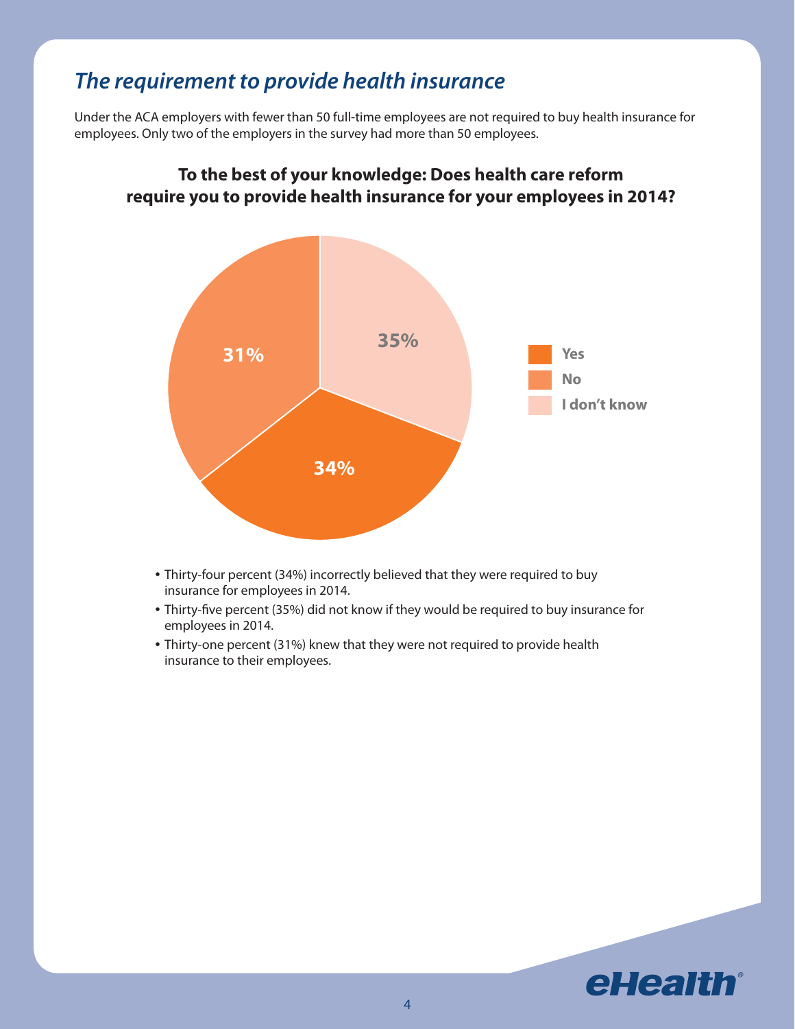## *The requirement to provide health insurance*

Under the ACA employers with fewer than 50 full-time employees are not required to buy health insurance for employees. Only two of the employers in the survey had more than 50 employees.

**To the best of your knowledge: Does health care reform require you to provide health insurance for your employees in 2014?**

| Response | Percent |
|---|---|
| Yes | 34% |
| No | 31% |
| I don't know | 35% |

- Thirty-four percent (34%) incorrectly believed that they were required to buy insurance for employees in 2014.
- Thirty-five percent (35%) did not know if they would be required to buy insurance for employees in 2014.
- Thirty-one percent (31%) knew that they were not required to provide health insurance to their employees.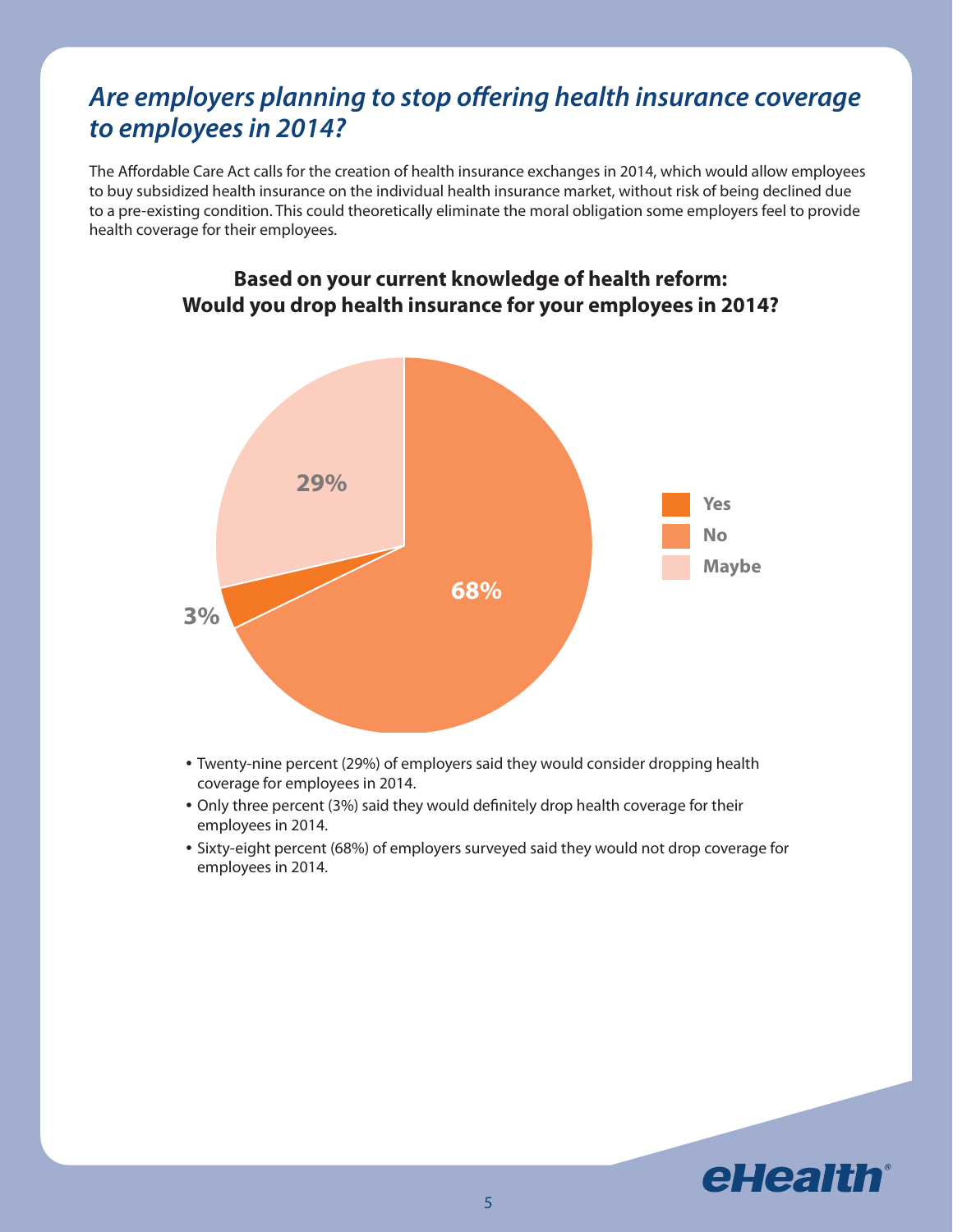## *Are employers planning to stop offering health insurance coverage to employees in 2014?*

The Affordable Care Act calls for the creation of health insurance exchanges in 2014, which would allow employees to buy subsidized health insurance on the individual health insurance market, without risk of being declined due to a pre-existing condition. This could theoretically eliminate the moral obligation some employers feel to provide health coverage for their employees.

**Based on your current knowledge of health reform: Would you drop health insurance for your employees in 2014?**

| Response | Percent |
|---|---|
| Yes | 3% |
| No | 68% |
| Maybe | 29% |

- Twenty-nine percent (29%) of employers said they would consider dropping health coverage for employees in 2014.
- Only three percent (3%) said they would definitely drop health coverage for their employees in 2014.
- Sixty-eight percent (68%) of employers surveyed said they would not drop coverage for employees in 2014.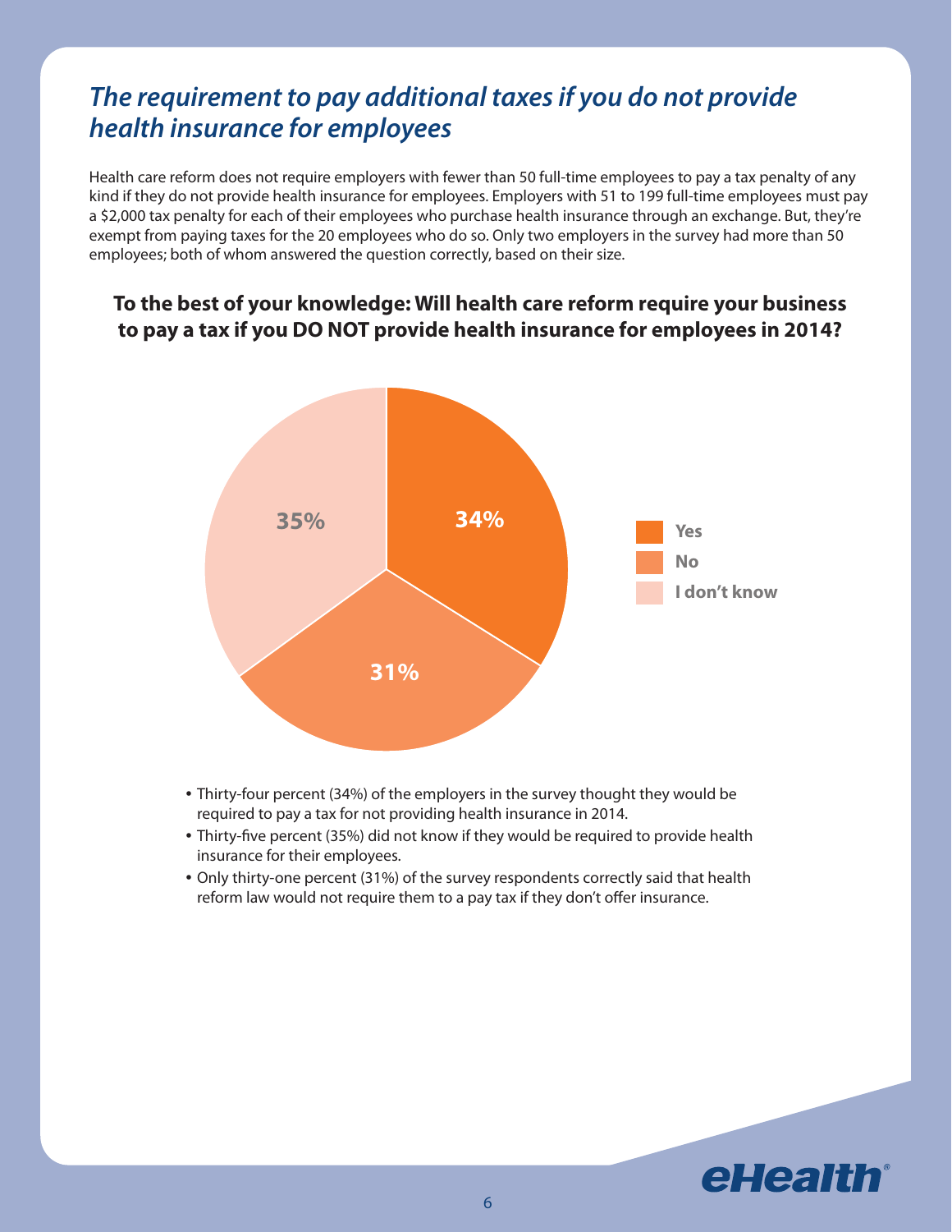# *The requirement to pay additional taxes if you do not provide health insurance for employees*

Health care reform does not require employers with fewer than 50 full-time employees to pay a tax penalty of any kind if they do not provide health insurance for employees. Employers with 51 to 199 full-time employees must pay a $2,000 tax penalty for each of their employees who purchase health insurance through an exchange. But, they're exempt from paying taxes for the 20 employees who do so. Only two employers in the survey had more than 50 employees; both of whom answered the question correctly, based on their size.

**To the best of your knowledge: Will health care reform require your business to pay a tax if you DO NOT provide health insurance for employees in 2014?**

| Response | Percent |
| --- | --- |
| Yes | 34% |
| No | 31% |
| I don't know | 35% |

- Thirty-four percent (34%) of the employers in the survey thought they would be required to pay a tax for not providing health insurance in 2014.
- Thirty-five percent (35%) did not know if they would be required to provide health insurance for their employees.
- Only thirty-one percent (31%) of the survey respondents correctly said that health reform law would not require them to a pay tax if they don't offer insurance.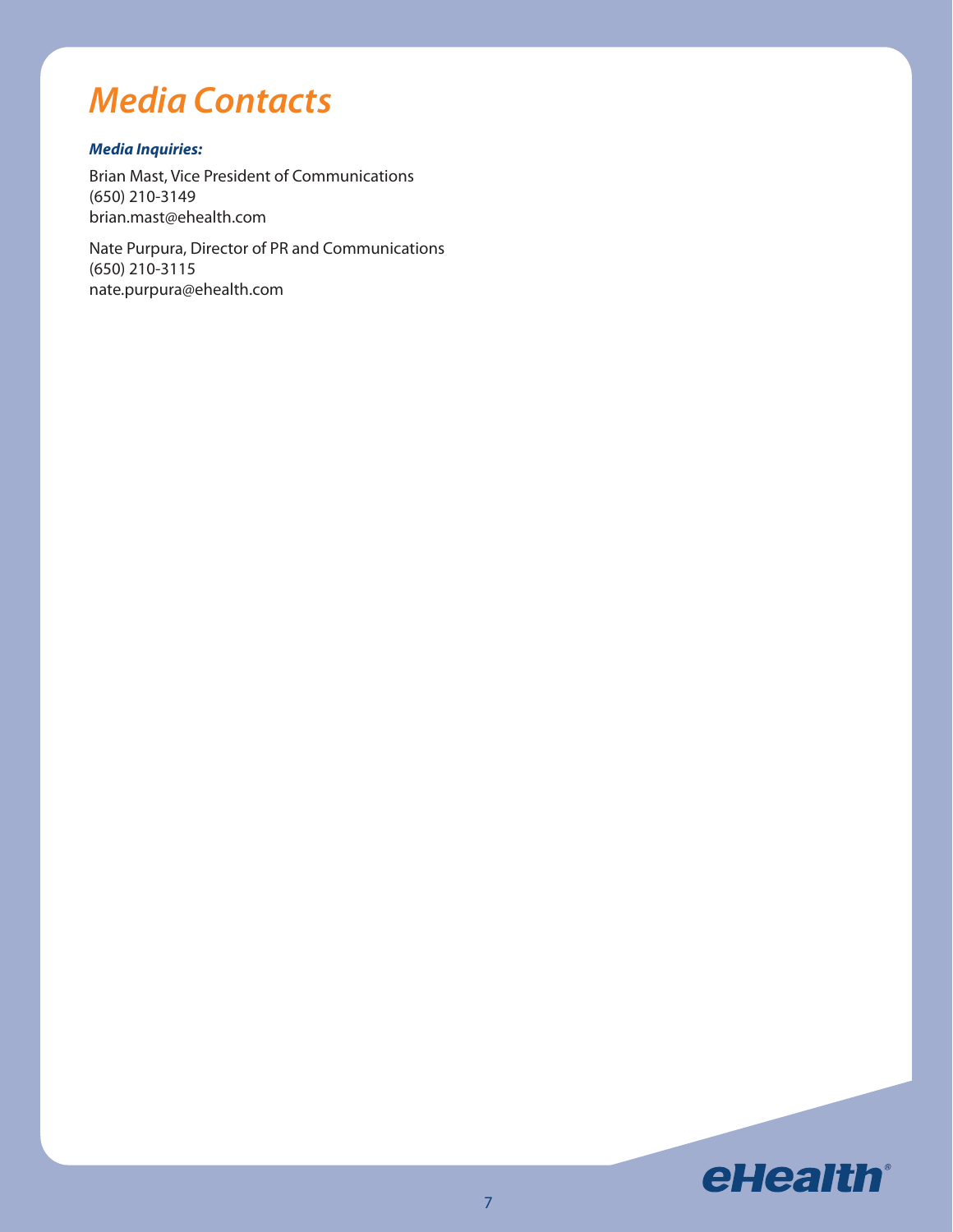# *Media Contacts*

***Media Inquiries:***

Brian Mast, Vice President of Communications
(650) 210-3149
brian.mast@ehealth.com

Nate Purpura, Director of PR and Communications
(650) 210-3115
nate.purpura@ehealth.com

eHealth®